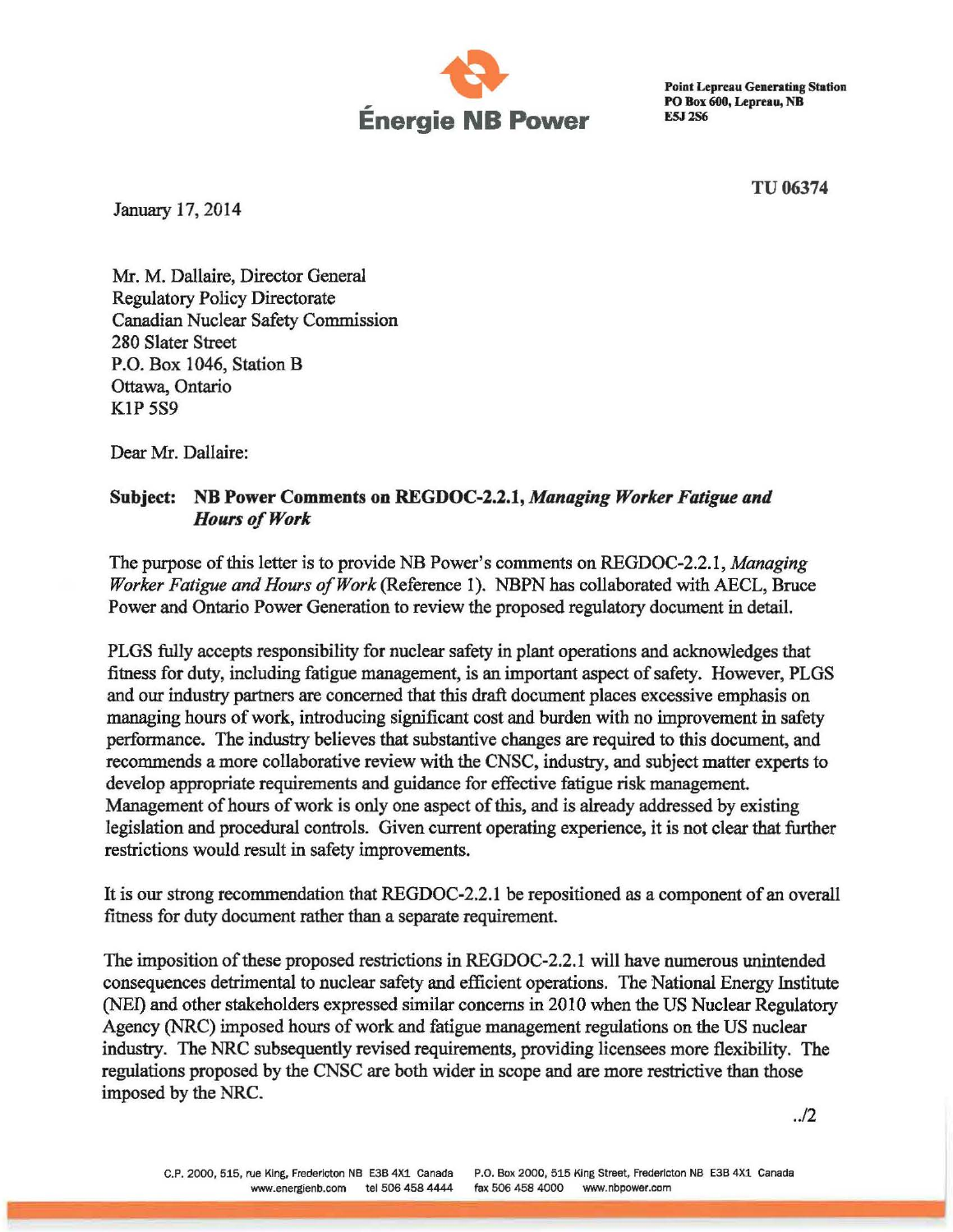Énergie NB Power

Point Lepreau Generating Station
PO Box 600, Lepreau, NB
E5J 2S6

TU 06374

January 17, 2014

Mr. M. Dallaire, Director General
Regulatory Policy Directorate
Canadian Nuclear Safety Commission
280 Slater Street
P.O. Box 1046, Station B
Ottawa, Ontario
K1P 5S9

Dear Mr. Dallaire:

**Subject: NB Power Comments on REGDOC-2.2.1, *Managing Worker Fatigue and Hours of Work***

The purpose of this letter is to provide NB Power's comments on REGDOC-2.2.1, *Managing Worker Fatigue and Hours of Work* (Reference 1). NBPN has collaborated with AECL, Bruce Power and Ontario Power Generation to review the proposed regulatory document in detail.

PLGS fully accepts responsibility for nuclear safety in plant operations and acknowledges that fitness for duty, including fatigue management, is an important aspect of safety. However, PLGS and our industry partners are concerned that this draft document places excessive emphasis on managing hours of work, introducing significant cost and burden with no improvement in safety performance. The industry believes that substantive changes are required to this document, and recommends a more collaborative review with the CNSC, industry, and subject matter experts to develop appropriate requirements and guidance for effective fatigue risk management. Management of hours of work is only one aspect of this, and is already addressed by existing legislation and procedural controls. Given current operating experience, it is not clear that further restrictions would result in safety improvements.

It is our strong recommendation that REGDOC-2.2.1 be repositioned as a component of an overall fitness for duty document rather than a separate requirement.

The imposition of these proposed restrictions in REGDOC-2.2.1 will have numerous unintended consequences detrimental to nuclear safety and efficient operations. The National Energy Institute (NEI) and other stakeholders expressed similar concerns in 2010 when the US Nuclear Regulatory Agency (NRC) imposed hours of work and fatigue management regulations on the US nuclear industry. The NRC subsequently revised requirements, providing licensees more flexibility. The regulations proposed by the CNSC are both wider in scope and are more restrictive than those imposed by the NRC.

../2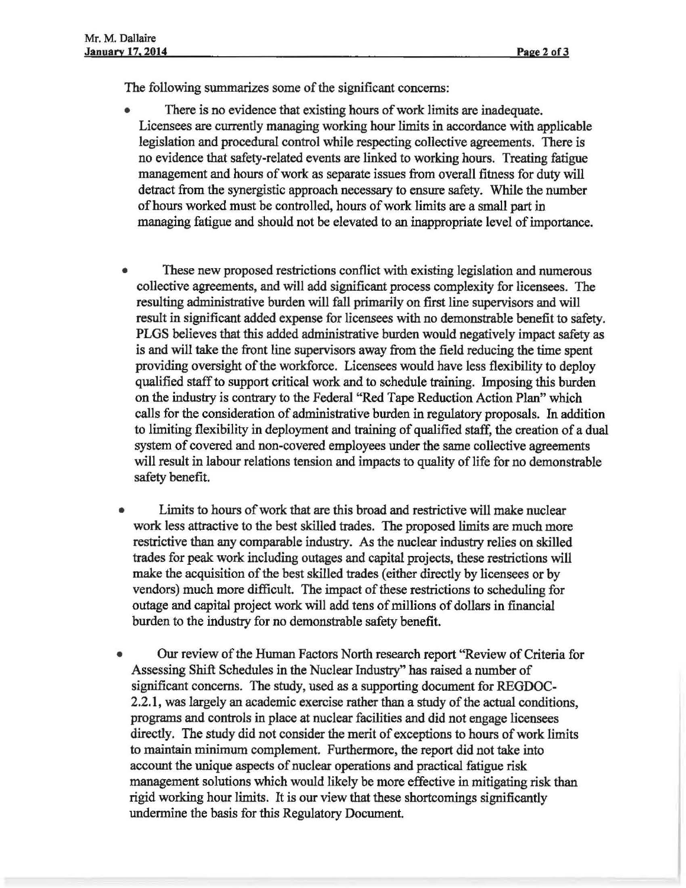The following summarizes some of the significant concerns:

- There is no evidence that existing hours of work limits are inadequate. Licensees are currently managing working hour limits in accordance with applicable legislation and procedural control while respecting collective agreements. There is no evidence that safety-related events are linked to working hours. Treating fatigue management and hours of work as separate issues from overall fitness for duty will detract from the synergistic approach necessary to ensure safety. While the number of hours worked must be controlled, hours of work limits are a small part in managing fatigue and should not be elevated to an inappropriate level of importance.

- These new proposed restrictions conflict with existing legislation and numerous collective agreements, and will add significant process complexity for licensees. The resulting administrative burden will fall primarily on first line supervisors and will result in significant added expense for licensees with no demonstrable benefit to safety. PLGS believes that this added administrative burden would negatively impact safety as is and will take the front line supervisors away from the field reducing the time spent providing oversight of the workforce. Licensees would have less flexibility to deploy qualified staff to support critical work and to schedule training. Imposing this burden on the industry is contrary to the Federal "Red Tape Reduction Action Plan" which calls for the consideration of administrative burden in regulatory proposals. In addition to limiting flexibility in deployment and training of qualified staff, the creation of a dual system of covered and non-covered employees under the same collective agreements will result in labour relations tension and impacts to quality of life for no demonstrable safety benefit.

- Limits to hours of work that are this broad and restrictive will make nuclear work less attractive to the best skilled trades. The proposed limits are much more restrictive than any comparable industry. As the nuclear industry relies on skilled trades for peak work including outages and capital projects, these restrictions will make the acquisition of the best skilled trades (either directly by licensees or by vendors) much more difficult. The impact of these restrictions to scheduling for outage and capital project work will add tens of millions of dollars in financial burden to the industry for no demonstrable safety benefit.

- Our review of the Human Factors North research report "Review of Criteria for Assessing Shift Schedules in the Nuclear Industry" has raised a number of significant concerns. The study, used as a supporting document for REGDOC-2.2.1, was largely an academic exercise rather than a study of the actual conditions, programs and controls in place at nuclear facilities and did not engage licensees directly. The study did not consider the merit of exceptions to hours of work limits to maintain minimum complement. Furthermore, the report did not take into account the unique aspects of nuclear operations and practical fatigue risk management solutions which would likely be more effective in mitigating risk than rigid working hour limits. It is our view that these shortcomings significantly undermine the basis for this Regulatory Document.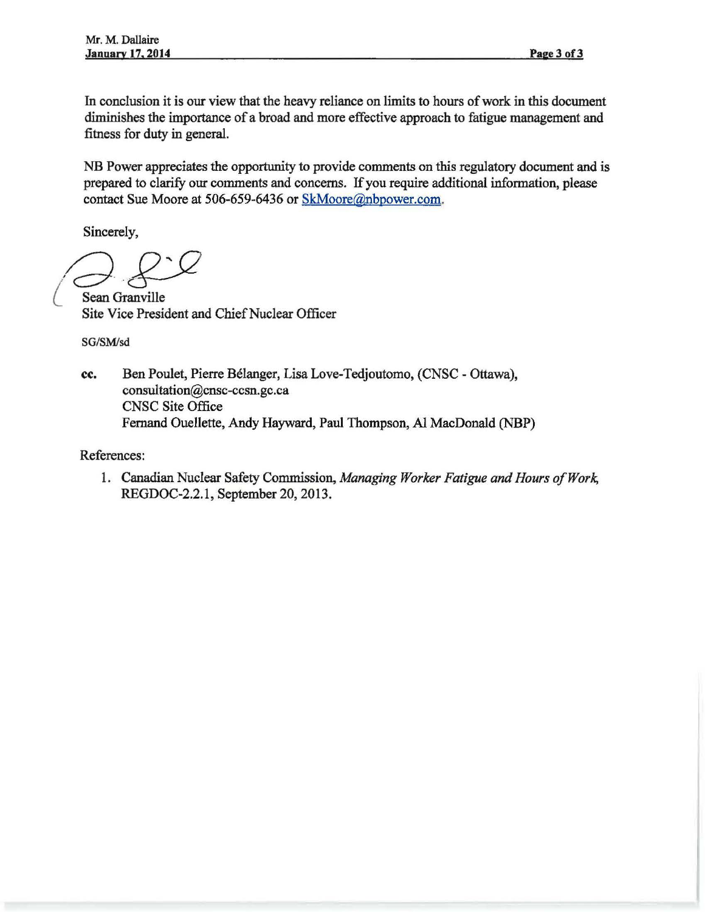In conclusion it is our view that the heavy reliance on limits to hours of work in this document diminishes the importance of a broad and more effective approach to fatigue management and fitness for duty in general.

NB Power appreciates the opportunity to provide comments on this regulatory document and is prepared to clarify our comments and concerns. If you require additional information, please contact Sue Moore at 506-659-6436 or SkMoore@nbpower.com.

Sincerely,

Sean Granville
Site Vice President and Chief Nuclear Officer

SG/SM/sd

**cc.** Ben Poulet, Pierre Bélanger, Lisa Love-Tedjoutomo, (CNSC - Ottawa), consultation@cnsc-ccsn.gc.ca
CNSC Site Office
Fernand Ouellette, Andy Hayward, Paul Thompson, Al MacDonald (NBP)

References:

1. Canadian Nuclear Safety Commission, *Managing Worker Fatigue and Hours of Work*, REGDOC-2.2.1, September 20, 2013.